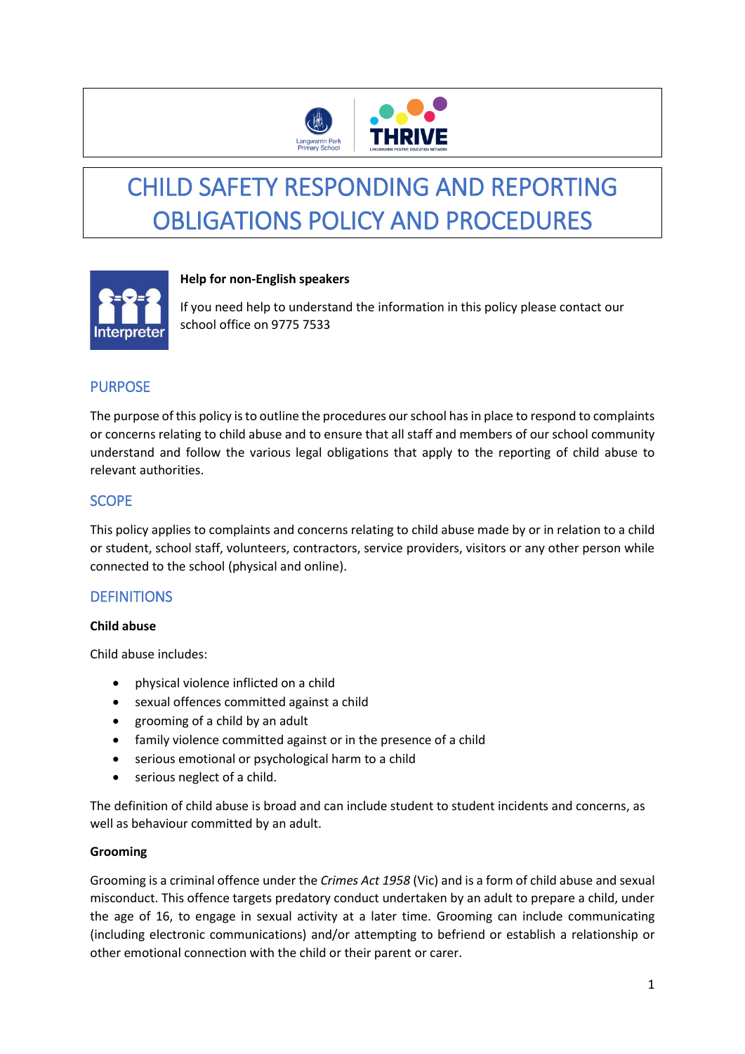# CHILD SAFETY RESPONDING AND REPORTING OBLIGATIONS POLICY AND PROCEDURES

**Help for non-English speakers**

If you need help to understand the information in this policy please contact our school office on 9775 7533

## PURPOSE

The purpose of this policy is to outline the procedures our school has in place to respond to complaints or concerns relating to child abuse and to ensure that all staff and members of our school community understand and follow the various legal obligations that apply to the reporting of child abuse to relevant authorities.

## SCOPE

This policy applies to complaints and concerns relating to child abuse made by or in relation to a child or student, school staff, volunteers, contractors, service providers, visitors or any other person while connected to the school (physical and online).

## DEFINITIONS

**Child abuse**

Child abuse includes:

- physical violence inflicted on a child
- sexual offences committed against a child
- grooming of a child by an adult
- family violence committed against or in the presence of a child
- serious emotional or psychological harm to a child
- serious neglect of a child.

The definition of child abuse is broad and can include student to student incidents and concerns, as well as behaviour committed by an adult.

**Grooming**

Grooming is a criminal offence under the *Crimes Act 1958* (Vic) and is a form of child abuse and sexual misconduct. This offence targets predatory conduct undertaken by an adult to prepare a child, under the age of 16, to engage in sexual activity at a later time. Grooming can include communicating (including electronic communications) and/or attempting to befriend or establish a relationship or other emotional connection with the child or their parent or carer.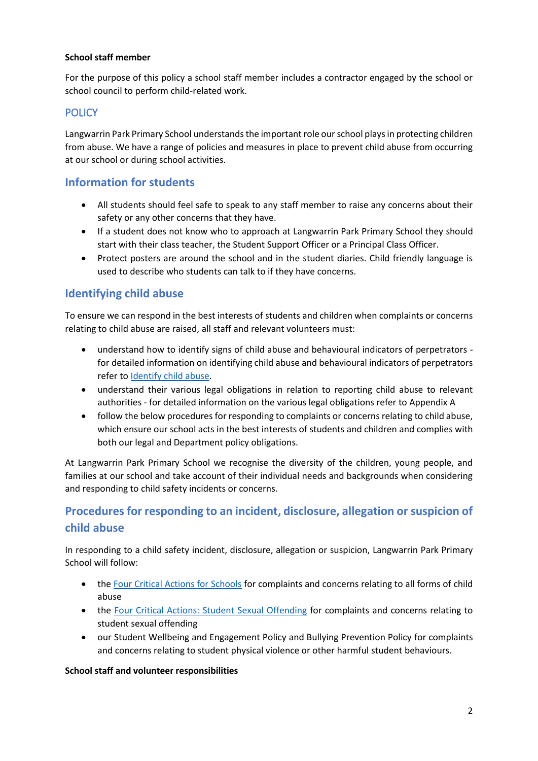**School staff member**

For the purpose of this policy a school staff member includes a contractor engaged by the school or school council to perform child-related work.

## POLICY

Langwarrin Park Primary School understands the important role our school plays in protecting children from abuse. We have a range of policies and measures in place to prevent child abuse from occurring at our school or during school activities.

## Information for students

- All students should feel safe to speak to any staff member to raise any concerns about their safety or any other concerns that they have.
- If a student does not know who to approach at Langwarrin Park Primary School they should start with their class teacher, the Student Support Officer or a Principal Class Officer.
- Protect posters are around the school and in the student diaries. Child friendly language is used to describe who students can talk to if they have concerns.

## Identifying child abuse

To ensure we can respond in the best interests of students and children when complaints or concerns relating to child abuse are raised, all staff and relevant volunteers must:

- understand how to identify signs of child abuse and behavioural indicators of perpetrators - for detailed information on identifying child abuse and behavioural indicators of perpetrators refer to Identify child abuse.
- understand their various legal obligations in relation to reporting child abuse to relevant authorities - for detailed information on the various legal obligations refer to Appendix A
- follow the below procedures for responding to complaints or concerns relating to child abuse, which ensure our school acts in the best interests of students and children and complies with both our legal and Department policy obligations.

At Langwarrin Park Primary School we recognise the diversity of the children, young people, and families at our school and take account of their individual needs and backgrounds when considering and responding to child safety incidents or concerns.

## Procedures for responding to an incident, disclosure, allegation or suspicion of child abuse

In responding to a child safety incident, disclosure, allegation or suspicion, Langwarrin Park Primary School will follow:

- the Four Critical Actions for Schools for complaints and concerns relating to all forms of child abuse
- the Four Critical Actions: Student Sexual Offending for complaints and concerns relating to student sexual offending
- our Student Wellbeing and Engagement Policy and Bullying Prevention Policy for complaints and concerns relating to student physical violence or other harmful student behaviours.

**School staff and volunteer responsibilities**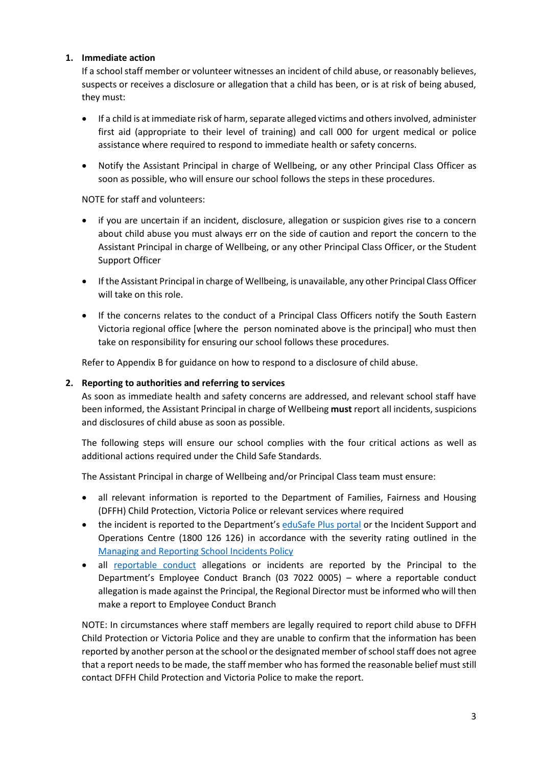1. **Immediate action**

   If a school staff member or volunteer witnesses an incident of child abuse, or reasonably believes, suspects or receives a disclosure or allegation that a child has been, or is at risk of being abused, they must:

   - If a child is at immediate risk of harm, separate alleged victims and others involved, administer first aid (appropriate to their level of training) and call 000 for urgent medical or police assistance where required to respond to immediate health or safety concerns.
   - Notify the Assistant Principal in charge of Wellbeing, or any other Principal Class Officer as soon as possible, who will ensure our school follows the steps in these procedures.

   NOTE for staff and volunteers:

   - if you are uncertain if an incident, disclosure, allegation or suspicion gives rise to a concern about child abuse you must always err on the side of caution and report the concern to the Assistant Principal in charge of Wellbeing, or any other Principal Class Officer, or the Student Support Officer
   - If the Assistant Principal in charge of Wellbeing, is unavailable, any other Principal Class Officer will take on this role.
   - If the concerns relates to the conduct of a Principal Class Officers notify the South Eastern Victoria regional office [where the person nominated above is the principal] who must then take on responsibility for ensuring our school follows these procedures.

   Refer to Appendix B for guidance on how to respond to a disclosure of child abuse.

2. **Reporting to authorities and referring to services**

   As soon as immediate health and safety concerns are addressed, and relevant school staff have been informed, the Assistant Principal in charge of Wellbeing **must** report all incidents, suspicions and disclosures of child abuse as soon as possible.

   The following steps will ensure our school complies with the four critical actions as well as additional actions required under the Child Safe Standards.

   The Assistant Principal in charge of Wellbeing and/or Principal Class team must ensure:

   - all relevant information is reported to the Department of Families, Fairness and Housing (DFFH) Child Protection, Victoria Police or relevant services where required
   - the incident is reported to the Department's eduSafe Plus portal or the Incident Support and Operations Centre (1800 126 126) in accordance with the severity rating outlined in the Managing and Reporting School Incidents Policy
   - all reportable conduct allegations or incidents are reported by the Principal to the Department's Employee Conduct Branch (03 7022 0005) – where a reportable conduct allegation is made against the Principal, the Regional Director must be informed who will then make a report to Employee Conduct Branch

   NOTE: In circumstances where staff members are legally required to report child abuse to DFFH Child Protection or Victoria Police and they are unable to confirm that the information has been reported by another person at the school or the designated member of school staff does not agree that a report needs to be made, the staff member who has formed the reasonable belief must still contact DFFH Child Protection and Victoria Police to make the report.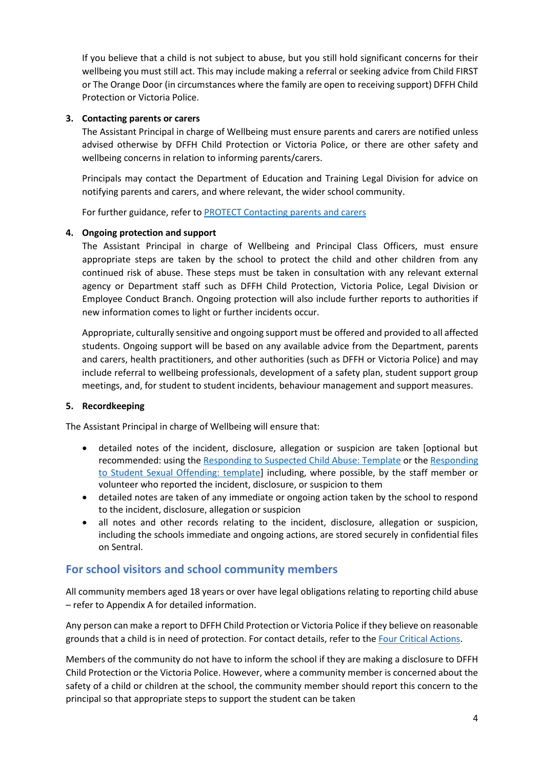If you believe that a child is not subject to abuse, but you still hold significant concerns for their wellbeing you must still act. This may include making a referral or seeking advice from Child FIRST or The Orange Door (in circumstances where the family are open to receiving support) DFFH Child Protection or Victoria Police.

3. **Contacting parents or carers**

   The Assistant Principal in charge of Wellbeing must ensure parents and carers are notified unless advised otherwise by DFFH Child Protection or Victoria Police, or there are other safety and wellbeing concerns in relation to informing parents/carers.

   Principals may contact the Department of Education and Training Legal Division for advice on notifying parents and carers, and where relevant, the wider school community.

   For further guidance, refer to [PROTECT Contacting parents and carers]

4. **Ongoing protection and support**

   The Assistant Principal in charge of Wellbeing and Principal Class Officers, must ensure appropriate steps are taken by the school to protect the child and other children from any continued risk of abuse. These steps must be taken in consultation with any relevant external agency or Department staff such as DFFH Child Protection, Victoria Police, Legal Division or Employee Conduct Branch. Ongoing protection will also include further reports to authorities if new information comes to light or further incidents occur.

   Appropriate, culturally sensitive and ongoing support must be offered and provided to all affected students. Ongoing support will be based on any available advice from the Department, parents and carers, health practitioners, and other authorities (such as DFFH or Victoria Police) and may include referral to wellbeing professionals, development of a safety plan, student support group meetings, and, for student to student incidents, behaviour management and support measures.

5. **Recordkeeping**

The Assistant Principal in charge of Wellbeing will ensure that:

- detailed notes of the incident, disclosure, allegation or suspicion are taken [optional but recommended: using the Responding to Suspected Child Abuse: Template or the Responding to Student Sexual Offending: template] including, where possible, by the staff member or volunteer who reported the incident, disclosure, or suspicion to them
- detailed notes are taken of any immediate or ongoing action taken by the school to respond to the incident, disclosure, allegation or suspicion
- all notes and other records relating to the incident, disclosure, allegation or suspicion, including the schools immediate and ongoing actions, are stored securely in confidential files on Sentral.

## For school visitors and school community members

All community members aged 18 years or over have legal obligations relating to reporting child abuse – refer to Appendix A for detailed information.

Any person can make a report to DFFH Child Protection or Victoria Police if they believe on reasonable grounds that a child is in need of protection. For contact details, refer to the Four Critical Actions.

Members of the community do not have to inform the school if they are making a disclosure to DFFH Child Protection or the Victoria Police. However, where a community member is concerned about the safety of a child or children at the school, the community member should report this concern to the principal so that appropriate steps to support the student can be taken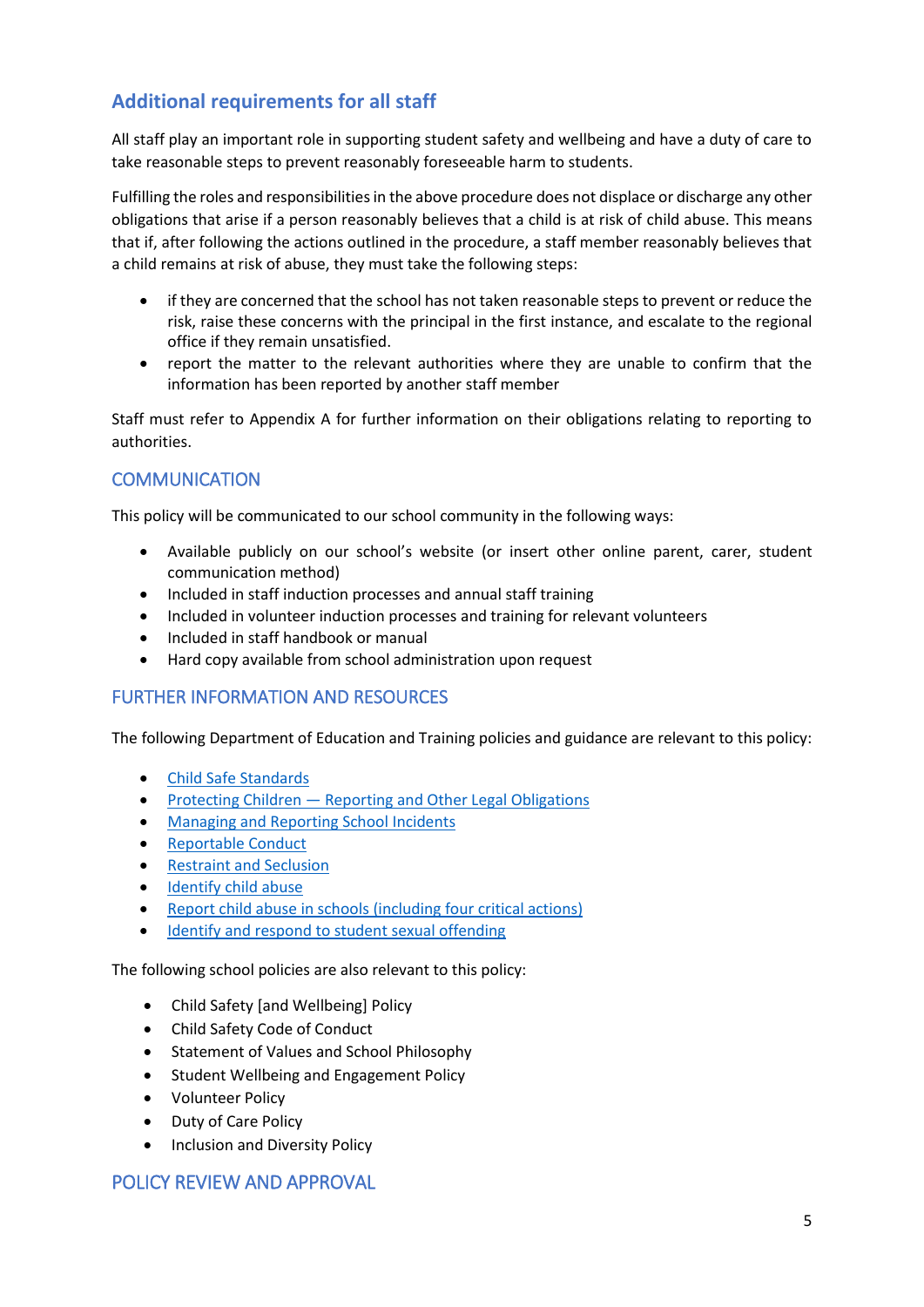## Additional requirements for all staff

All staff play an important role in supporting student safety and wellbeing and have a duty of care to take reasonable steps to prevent reasonably foreseeable harm to students.

Fulfilling the roles and responsibilities in the above procedure does not displace or discharge any other obligations that arise if a person reasonably believes that a child is at risk of child abuse. This means that if, after following the actions outlined in the procedure, a staff member reasonably believes that a child remains at risk of abuse, they must take the following steps:

- if they are concerned that the school has not taken reasonable steps to prevent or reduce the risk, raise these concerns with the principal in the first instance, and escalate to the regional office if they remain unsatisfied.
- report the matter to the relevant authorities where they are unable to confirm that the information has been reported by another staff member

Staff must refer to Appendix A for further information on their obligations relating to reporting to authorities.

## COMMUNICATION

This policy will be communicated to our school community in the following ways:

- Available publicly on our school's website (or insert other online parent, carer, student communication method)
- Included in staff induction processes and annual staff training
- Included in volunteer induction processes and training for relevant volunteers
- Included in staff handbook or manual
- Hard copy available from school administration upon request

## FURTHER INFORMATION AND RESOURCES

The following Department of Education and Training policies and guidance are relevant to this policy:

- Child Safe Standards
- Protecting Children — Reporting and Other Legal Obligations
- Managing and Reporting School Incidents
- Reportable Conduct
- Restraint and Seclusion
- Identify child abuse
- Report child abuse in schools (including four critical actions)
- Identify and respond to student sexual offending

The following school policies are also relevant to this policy:

- Child Safety [and Wellbeing] Policy
- Child Safety Code of Conduct
- Statement of Values and School Philosophy
- Student Wellbeing and Engagement Policy
- Volunteer Policy
- Duty of Care Policy
- Inclusion and Diversity Policy

## POLICY REVIEW AND APPROVAL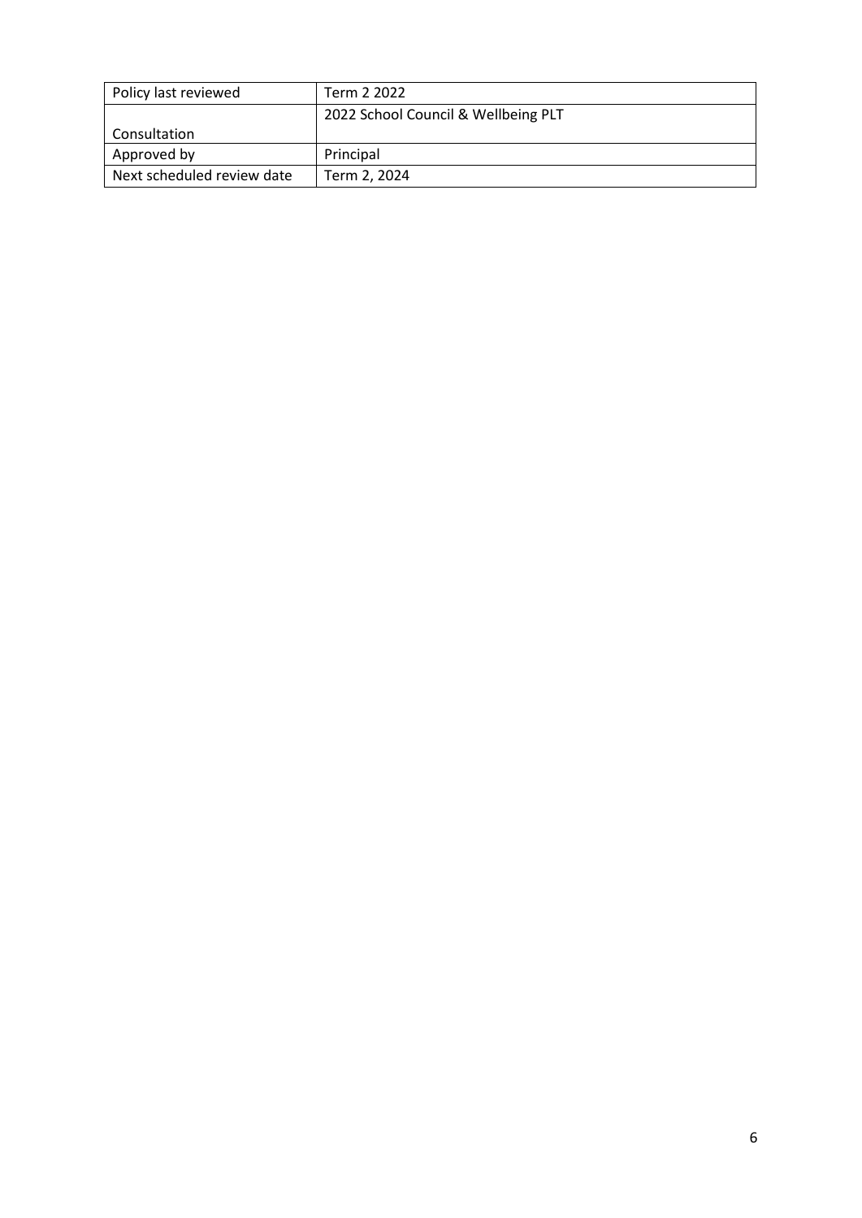| Policy last reviewed | Term 2 2022 |
| --- | --- |
| Consultation | 2022 School Council & Wellbeing PLT |
| Approved by | Principal |
| Next scheduled review date | Term 2, 2024 |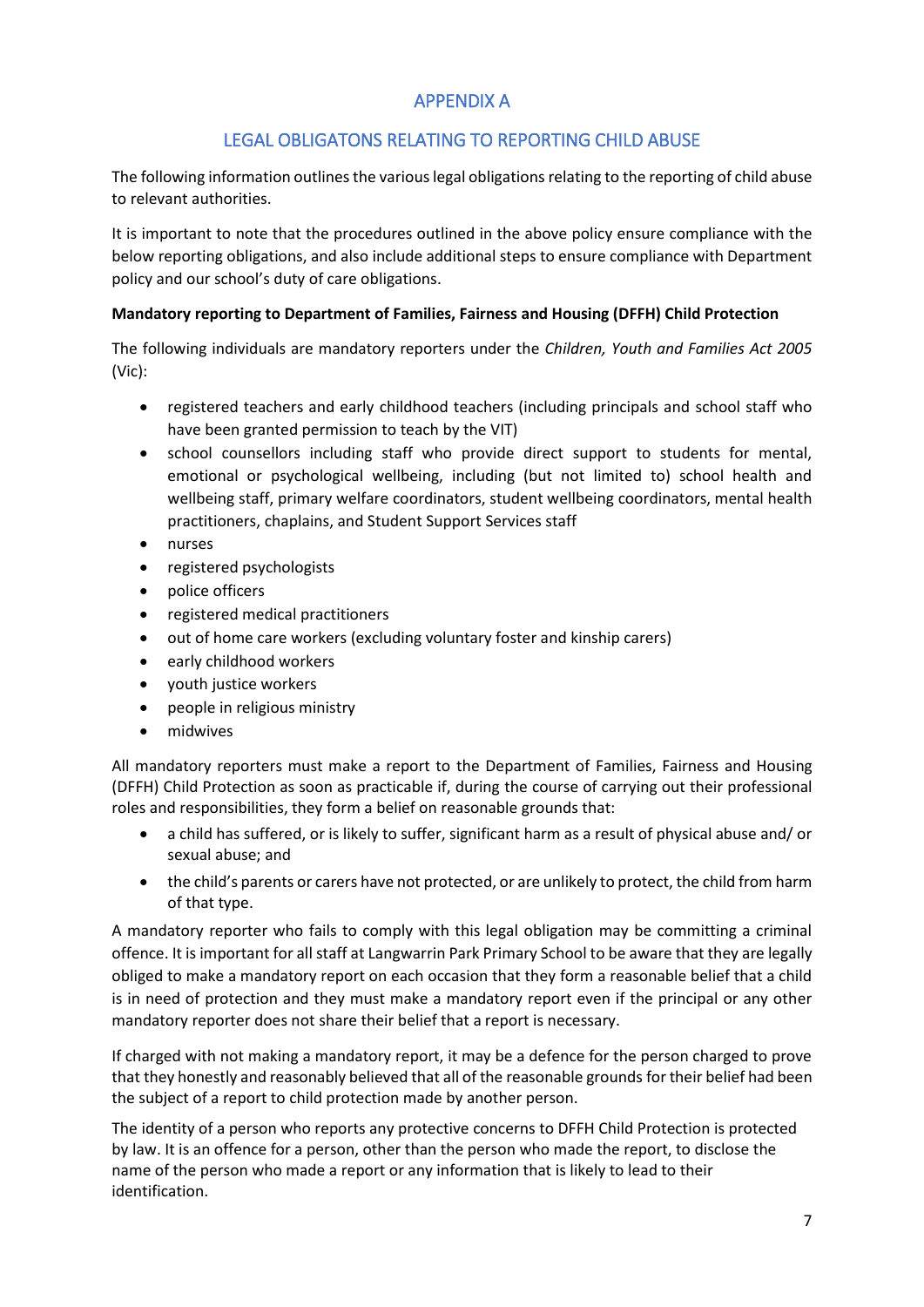# APPENDIX A

## LEGAL OBLIGATONS RELATING TO REPORTING CHILD ABUSE

The following information outlines the various legal obligations relating to the reporting of child abuse to relevant authorities.

It is important to note that the procedures outlined in the above policy ensure compliance with the below reporting obligations, and also include additional steps to ensure compliance with Department policy and our school's duty of care obligations.

**Mandatory reporting to Department of Families, Fairness and Housing (DFFH) Child Protection**

The following individuals are mandatory reporters under the *Children, Youth and Families Act 2005* (Vic):

- registered teachers and early childhood teachers (including principals and school staff who have been granted permission to teach by the VIT)
- school counsellors including staff who provide direct support to students for mental, emotional or psychological wellbeing, including (but not limited to) school health and wellbeing staff, primary welfare coordinators, student wellbeing coordinators, mental health practitioners, chaplains, and Student Support Services staff
- nurses
- registered psychologists
- police officers
- registered medical practitioners
- out of home care workers (excluding voluntary foster and kinship carers)
- early childhood workers
- youth justice workers
- people in religious ministry
- midwives

All mandatory reporters must make a report to the Department of Families, Fairness and Housing (DFFH) Child Protection as soon as practicable if, during the course of carrying out their professional roles and responsibilities, they form a belief on reasonable grounds that:

- a child has suffered, or is likely to suffer, significant harm as a result of physical abuse and/ or sexual abuse; and
- the child's parents or carers have not protected, or are unlikely to protect, the child from harm of that type.

A mandatory reporter who fails to comply with this legal obligation may be committing a criminal offence. It is important for all staff at Langwarrin Park Primary School to be aware that they are legally obliged to make a mandatory report on each occasion that they form a reasonable belief that a child is in need of protection and they must make a mandatory report even if the principal or any other mandatory reporter does not share their belief that a report is necessary.

If charged with not making a mandatory report, it may be a defence for the person charged to prove that they honestly and reasonably believed that all of the reasonable grounds for their belief had been the subject of a report to child protection made by another person.

The identity of a person who reports any protective concerns to DFFH Child Protection is protected by law. It is an offence for a person, other than the person who made the report, to disclose the name of the person who made a report or any information that is likely to lead to their identification.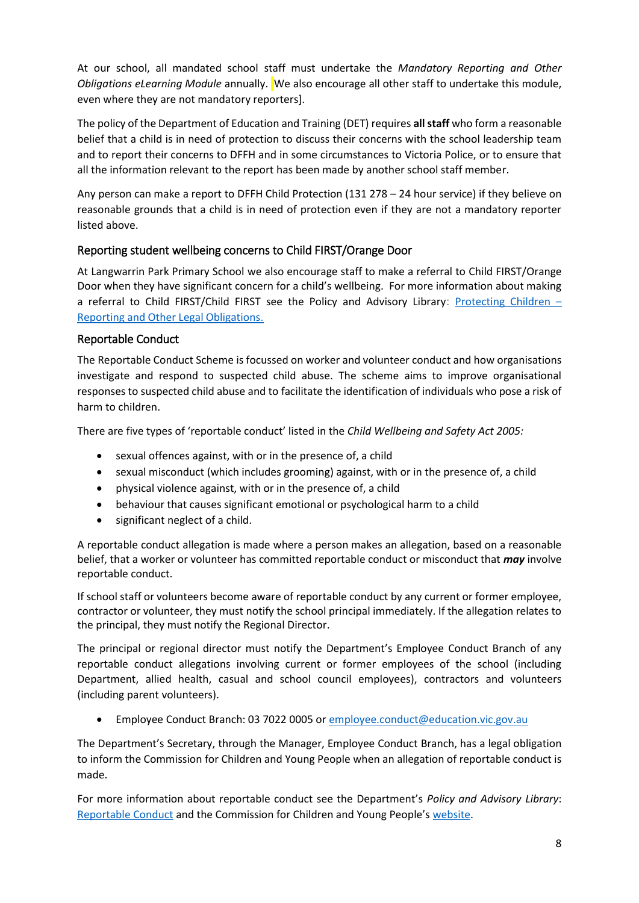At our school, all mandated school staff must undertake the *Mandatory Reporting and Other Obligations eLearning Module* annually. We also encourage all other staff to undertake this module, even where they are not mandatory reporters].

The policy of the Department of Education and Training (DET) requires **all staff** who form a reasonable belief that a child is in need of protection to discuss their concerns with the school leadership team and to report their concerns to DFFH and in some circumstances to Victoria Police, or to ensure that all the information relevant to the report has been made by another school staff member.

Any person can make a report to DFFH Child Protection (131 278 – 24 hour service) if they believe on reasonable grounds that a child is in need of protection even if they are not a mandatory reporter listed above.

### Reporting student wellbeing concerns to Child FIRST/Orange Door

At Langwarrin Park Primary School we also encourage staff to make a referral to Child FIRST/Orange Door when they have significant concern for a child's wellbeing. For more information about making a referral to Child FIRST/Child FIRST see the Policy and Advisory Library: Protecting Children – Reporting and Other Legal Obligations.

### Reportable Conduct

The Reportable Conduct Scheme is focussed on worker and volunteer conduct and how organisations investigate and respond to suspected child abuse. The scheme aims to improve organisational responses to suspected child abuse and to facilitate the identification of individuals who pose a risk of harm to children.

There are five types of 'reportable conduct' listed in the *Child Wellbeing and Safety Act 2005:*

- sexual offences against, with or in the presence of, a child
- sexual misconduct (which includes grooming) against, with or in the presence of, a child
- physical violence against, with or in the presence of, a child
- behaviour that causes significant emotional or psychological harm to a child
- significant neglect of a child.

A reportable conduct allegation is made where a person makes an allegation, based on a reasonable belief, that a worker or volunteer has committed reportable conduct or misconduct that ***may*** involve reportable conduct.

If school staff or volunteers become aware of reportable conduct by any current or former employee, contractor or volunteer, they must notify the school principal immediately. If the allegation relates to the principal, they must notify the Regional Director.

The principal or regional director must notify the Department's Employee Conduct Branch of any reportable conduct allegations involving current or former employees of the school (including Department, allied health, casual and school council employees), contractors and volunteers (including parent volunteers).

- Employee Conduct Branch: 03 7022 0005 or employee.conduct@education.vic.gov.au

The Department's Secretary, through the Manager, Employee Conduct Branch, has a legal obligation to inform the Commission for Children and Young People when an allegation of reportable conduct is made.

For more information about reportable conduct see the Department's *Policy and Advisory Library*: Reportable Conduct and the Commission for Children and Young People's website.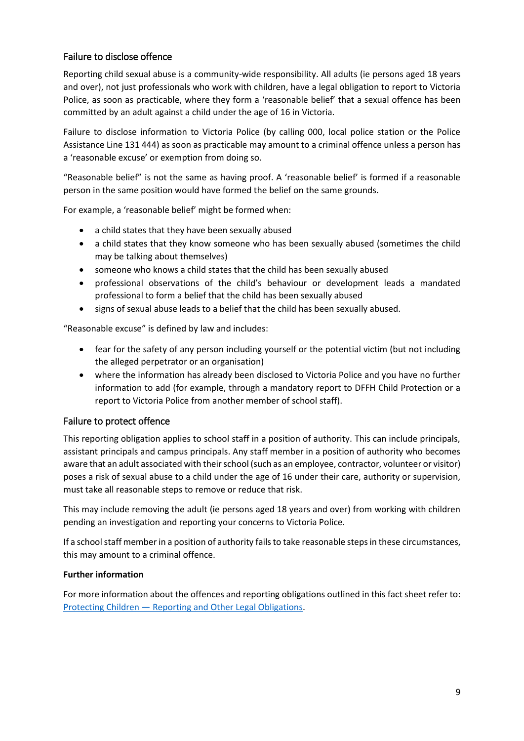## Failure to disclose offence

Reporting child sexual abuse is a community-wide responsibility. All adults (ie persons aged 18 years and over), not just professionals who work with children, have a legal obligation to report to Victoria Police, as soon as practicable, where they form a 'reasonable belief' that a sexual offence has been committed by an adult against a child under the age of 16 in Victoria.

Failure to disclose information to Victoria Police (by calling 000, local police station or the Police Assistance Line 131 444) as soon as practicable may amount to a criminal offence unless a person has a 'reasonable excuse' or exemption from doing so.

"Reasonable belief" is not the same as having proof. A 'reasonable belief' is formed if a reasonable person in the same position would have formed the belief on the same grounds.

For example, a 'reasonable belief' might be formed when:

- a child states that they have been sexually abused
- a child states that they know someone who has been sexually abused (sometimes the child may be talking about themselves)
- someone who knows a child states that the child has been sexually abused
- professional observations of the child's behaviour or development leads a mandated professional to form a belief that the child has been sexually abused
- signs of sexual abuse leads to a belief that the child has been sexually abused.

"Reasonable excuse" is defined by law and includes:

- fear for the safety of any person including yourself or the potential victim (but not including the alleged perpetrator or an organisation)
- where the information has already been disclosed to Victoria Police and you have no further information to add (for example, through a mandatory report to DFFH Child Protection or a report to Victoria Police from another member of school staff).

## Failure to protect offence

This reporting obligation applies to school staff in a position of authority. This can include principals, assistant principals and campus principals. Any staff member in a position of authority who becomes aware that an adult associated with their school (such as an employee, contractor, volunteer or visitor) poses a risk of sexual abuse to a child under the age of 16 under their care, authority or supervision, must take all reasonable steps to remove or reduce that risk.

This may include removing the adult (ie persons aged 18 years and over) from working with children pending an investigation and reporting your concerns to Victoria Police.

If a school staff member in a position of authority fails to take reasonable steps in these circumstances, this may amount to a criminal offence.

**Further information**

For more information about the offences and reporting obligations outlined in this fact sheet refer to: [Protecting Children — Reporting and Other Legal Obligations](Protecting Children — Reporting and Other Legal Obligations).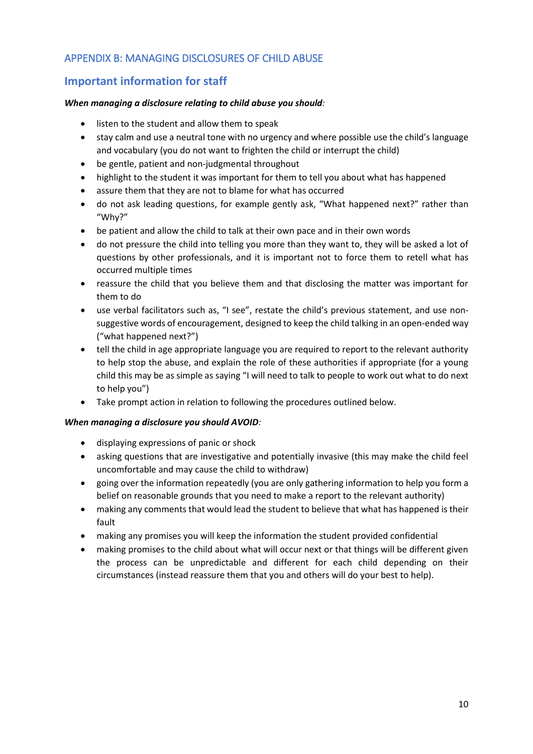## APPENDIX B: MANAGING DISCLOSURES OF CHILD ABUSE

### Important information for staff

***When managing a disclosure relating to child abuse you should:***

- listen to the student and allow them to speak
- stay calm and use a neutral tone with no urgency and where possible use the child's language and vocabulary (you do not want to frighten the child or interrupt the child)
- be gentle, patient and non-judgmental throughout
- highlight to the student it was important for them to tell you about what has happened
- assure them that they are not to blame for what has occurred
- do not ask leading questions, for example gently ask, "What happened next?" rather than "Why?"
- be patient and allow the child to talk at their own pace and in their own words
- do not pressure the child into telling you more than they want to, they will be asked a lot of questions by other professionals, and it is important not to force them to retell what has occurred multiple times
- reassure the child that you believe them and that disclosing the matter was important for them to do
- use verbal facilitators such as, "I see", restate the child's previous statement, and use non-suggestive words of encouragement, designed to keep the child talking in an open-ended way ("what happened next?")
- tell the child in age appropriate language you are required to report to the relevant authority to help stop the abuse, and explain the role of these authorities if appropriate (for a young child this may be as simple as saying "I will need to talk to people to work out what to do next to help you")
- Take prompt action in relation to following the procedures outlined below.

***When managing a disclosure you should AVOID:***

- displaying expressions of panic or shock
- asking questions that are investigative and potentially invasive (this may make the child feel uncomfortable and may cause the child to withdraw)
- going over the information repeatedly (you are only gathering information to help you form a belief on reasonable grounds that you need to make a report to the relevant authority)
- making any comments that would lead the student to believe that what has happened is their fault
- making any promises you will keep the information the student provided confidential
- making promises to the child about what will occur next or that things will be different given the process can be unpredictable and different for each child depending on their circumstances (instead reassure them that you and others will do your best to help).